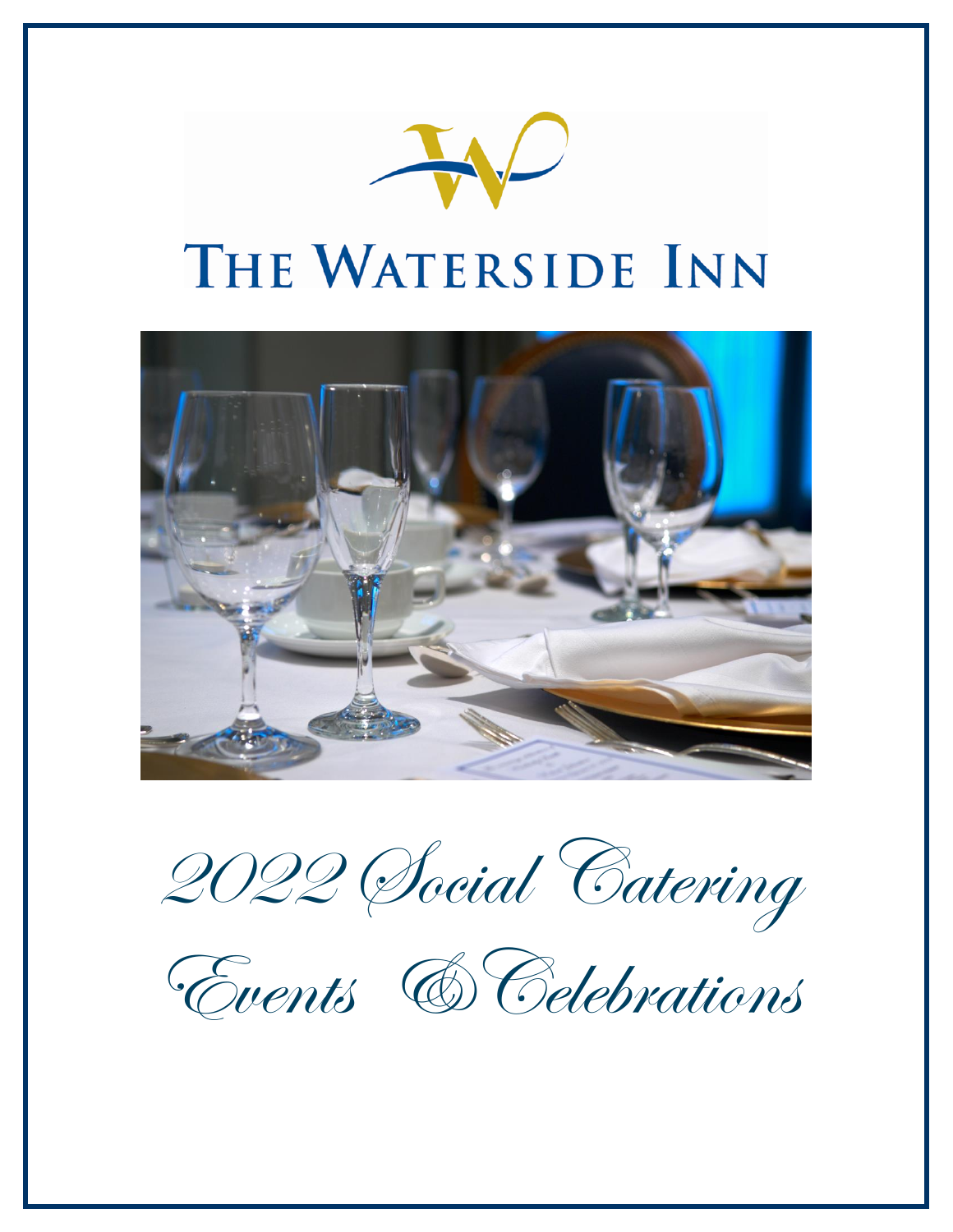# THE WATERSIDE INN

## 2022 Social Catering

## Events & Celebrations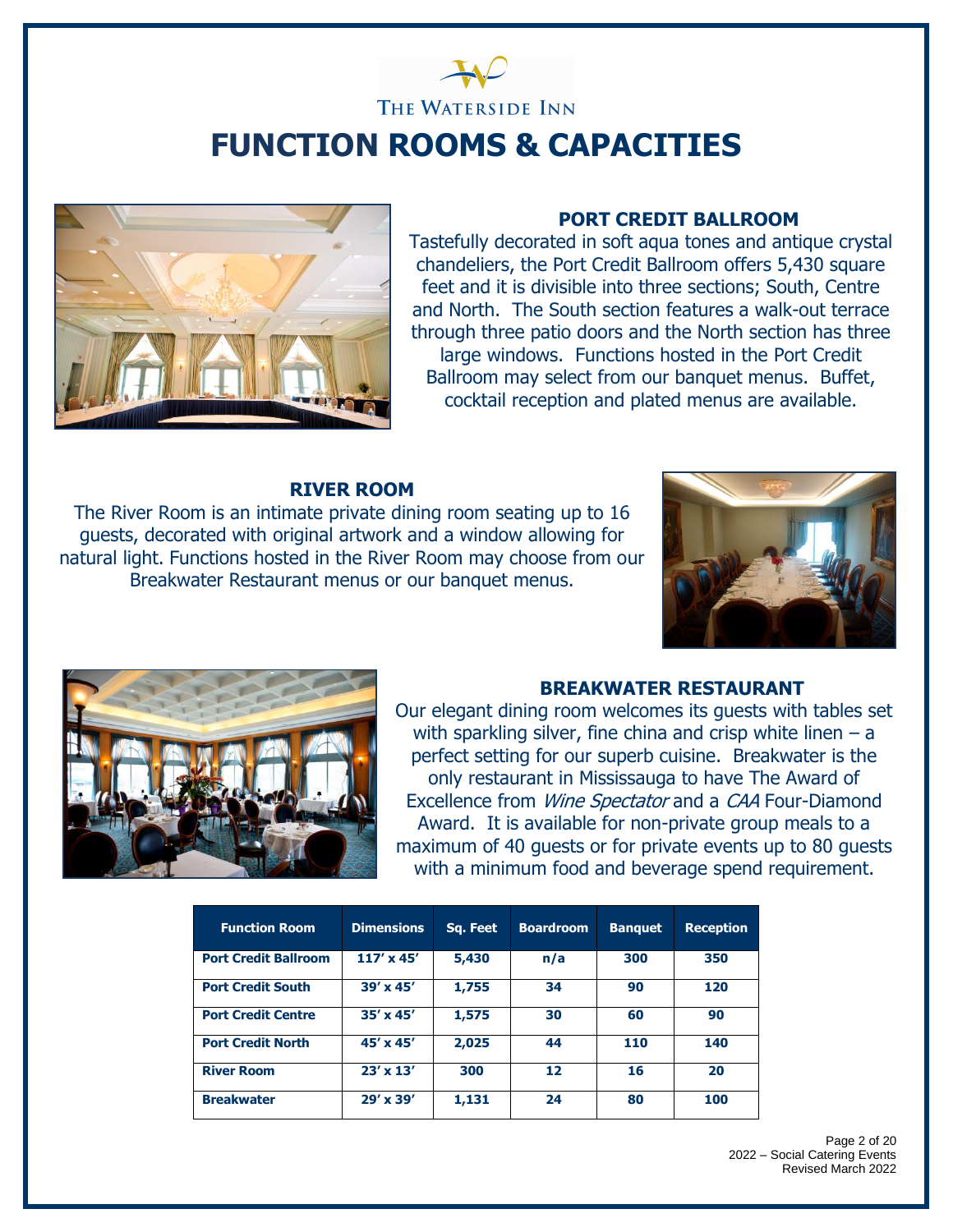THE WATERSIDE INN

# FUNCTION ROOMS & CAPACITIES

## PORT CREDIT BALLROOM

Tastefully decorated in soft aqua tones and antique crystal chandeliers, the Port Credit Ballroom offers 5,430 square feet and it is divisible into three sections; South, Centre and North. The South section features a walk-out terrace through three patio doors and the North section has three large windows. Functions hosted in the Port Credit Ballroom may select from our banquet menus. Buffet, cocktail reception and plated menus are available.

## RIVER ROOM

The River Room is an intimate private dining room seating up to 16 guests, decorated with original artwork and a window allowing for natural light. Functions hosted in the River Room may choose from our Breakwater Restaurant menus or our banquet menus.

## BREAKWATER RESTAURANT

Our elegant dining room welcomes its guests with tables set with sparkling silver, fine china and crisp white linen – a perfect setting for our superb cuisine. Breakwater is the only restaurant in Mississauga to have The Award of Excellence from *Wine Spectator* and a *CAA* Four-Diamond Award. It is available for non-private group meals to a maximum of 40 guests or for private events up to 80 guests with a minimum food and beverage spend requirement.

| Function Room | Dimensions | Sq. Feet | Boardroom | Banquet | Reception |
|---|---|---|---|---|---|
| **Port Credit Ballroom** | 117' x 45' | 5,430 | n/a | 300 | 350 |
| **Port Credit South** | 39' x 45' | 1,755 | 34 | 90 | 120 |
| **Port Credit Centre** | 35' x 45' | 1,575 | 30 | 60 | 90 |
| **Port Credit North** | 45' x 45' | 2,025 | 44 | 110 | 140 |
| **River Room** | 23' x 13' | 300 | 12 | 16 | 20 |
| **Breakwater** | 29' x 39' | 1,131 | 24 | 80 | 100 |

2022 – Social Catering Events
Revised March 2022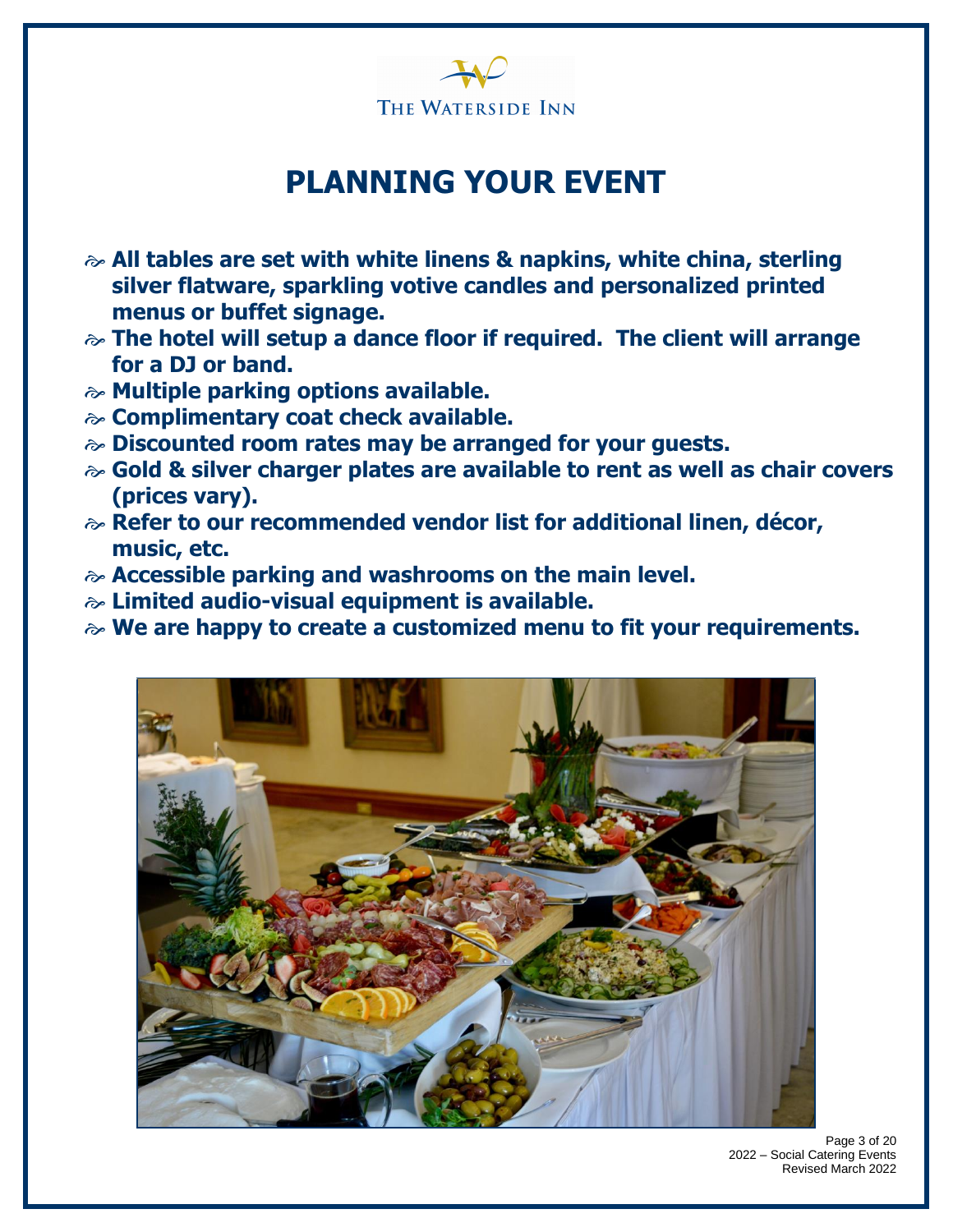THE WATERSIDE INN

# PLANNING YOUR EVENT

- **All tables are set with white linens & napkins, white china, sterling silver flatware, sparkling votive candles and personalized printed menus or buffet signage.**
- **The hotel will setup a dance floor if required. The client will arrange for a DJ or band.**
- **Multiple parking options available.**
- **Complimentary coat check available.**
- **Discounted room rates may be arranged for your guests.**
- **Gold & silver charger plates are available to rent as well as chair covers (prices vary).**
- **Refer to our recommended vendor list for additional linen, décor, music, etc.**
- **Accessible parking and washrooms on the main level.**
- **Limited audio-visual equipment is available.**
- **We are happy to create a customized menu to fit your requirements.**

2022 – Social Catering Events
Revised March 2022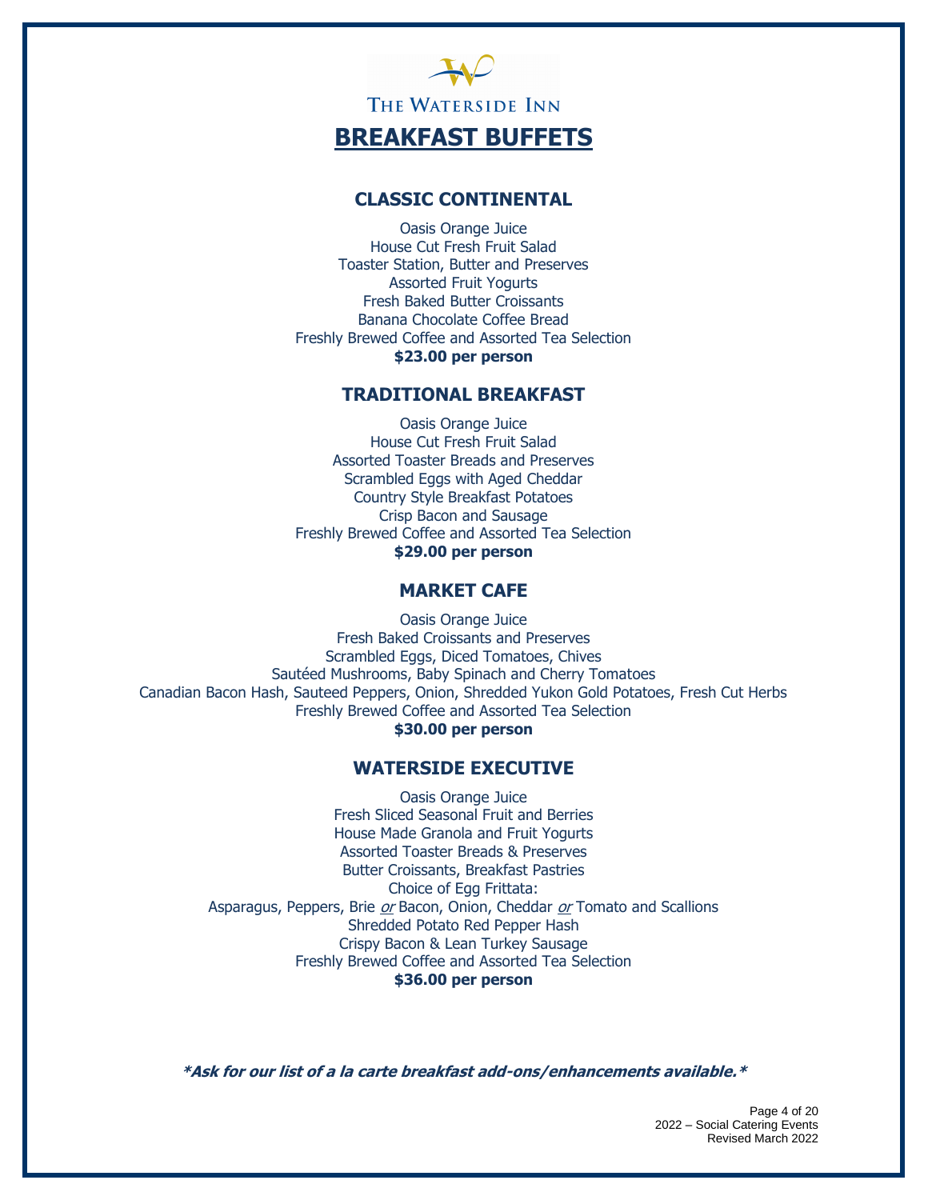THE WATERSIDE INN

# BREAKFAST BUFFETS

## CLASSIC CONTINENTAL

Oasis Orange Juice
House Cut Fresh Fruit Salad
Toaster Station, Butter and Preserves
Assorted Fruit Yogurts
Fresh Baked Butter Croissants
Banana Chocolate Coffee Bread
Freshly Brewed Coffee and Assorted Tea Selection
**$23.00 per person**

## TRADITIONAL BREAKFAST

Oasis Orange Juice
House Cut Fresh Fruit Salad
Assorted Toaster Breads and Preserves
Scrambled Eggs with Aged Cheddar
Country Style Breakfast Potatoes
Crisp Bacon and Sausage
Freshly Brewed Coffee and Assorted Tea Selection
**$29.00 per person**

## MARKET CAFE

Oasis Orange Juice
Fresh Baked Croissants and Preserves
Scrambled Eggs, Diced Tomatoes, Chives
Sautéed Mushrooms, Baby Spinach and Cherry Tomatoes
Canadian Bacon Hash, Sauteed Peppers, Onion, Shredded Yukon Gold Potatoes, Fresh Cut Herbs
Freshly Brewed Coffee and Assorted Tea Selection
**$30.00 per person**

## WATERSIDE EXECUTIVE

Oasis Orange Juice
Fresh Sliced Seasonal Fruit and Berries
House Made Granola and Fruit Yogurts
Assorted Toaster Breads & Preserves
Butter Croissants, Breakfast Pastries
Choice of Egg Frittata:
Asparagus, Peppers, Brie *or* Bacon, Onion, Cheddar *or* Tomato and Scallions
Shredded Potato Red Pepper Hash
Crispy Bacon & Lean Turkey Sausage
Freshly Brewed Coffee and Assorted Tea Selection
**$36.00 per person**

***Ask for our list of a la carte breakfast add-ons/enhancements available.***

2022 – Social Catering Events
Revised March 2022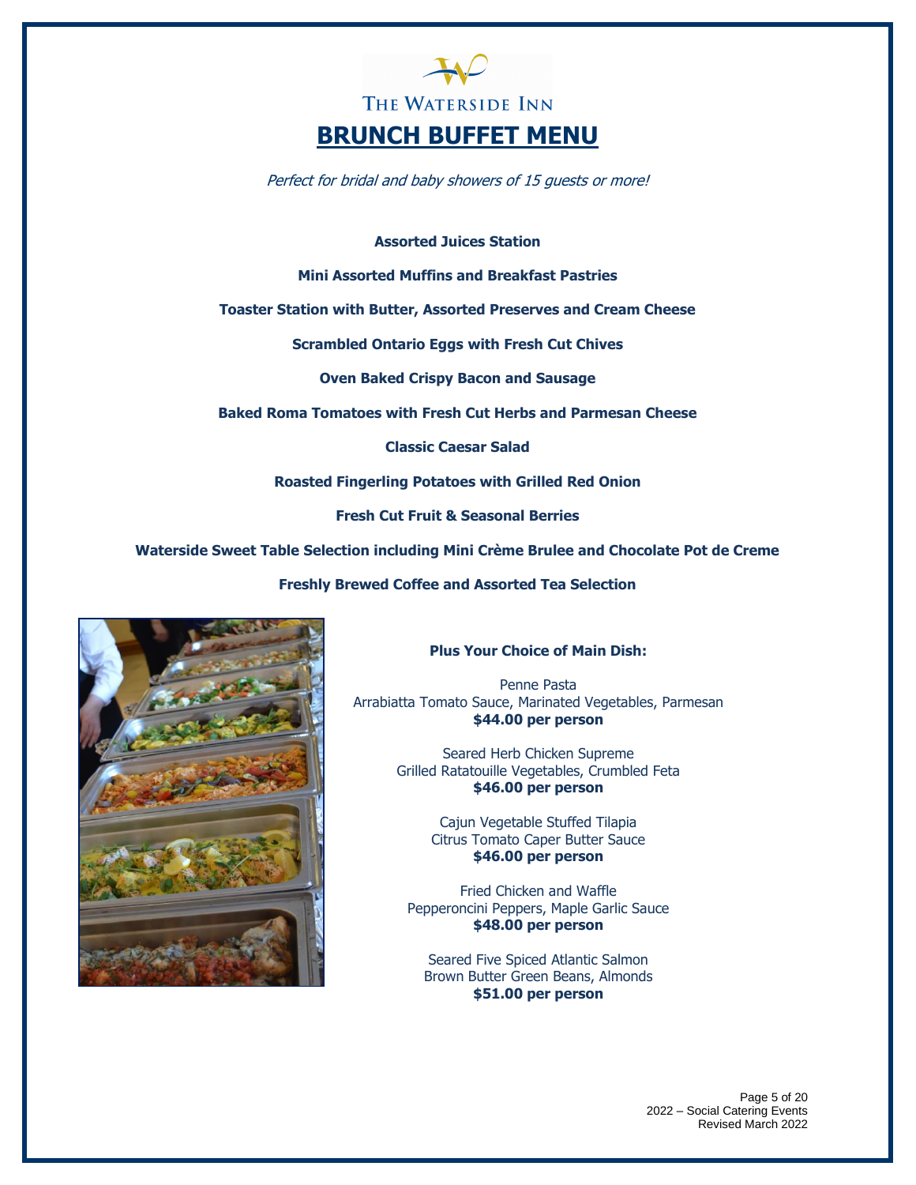THE WATERSIDE INN

# BRUNCH BUFFET MENU

*Perfect for bridal and baby showers of 15 guests or more!*

**Assorted Juices Station**

**Mini Assorted Muffins and Breakfast Pastries**

**Toaster Station with Butter, Assorted Preserves and Cream Cheese**

**Scrambled Ontario Eggs with Fresh Cut Chives**

**Oven Baked Crispy Bacon and Sausage**

**Baked Roma Tomatoes with Fresh Cut Herbs and Parmesan Cheese**

**Classic Caesar Salad**

**Roasted Fingerling Potatoes with Grilled Red Onion**

**Fresh Cut Fruit & Seasonal Berries**

**Waterside Sweet Table Selection including Mini Crème Brulee and Chocolate Pot de Creme**

**Freshly Brewed Coffee and Assorted Tea Selection**

**Plus Your Choice of Main Dish:**

Penne Pasta
Arrabiatta Tomato Sauce, Marinated Vegetables, Parmesan
**$44.00 per person**

Seared Herb Chicken Supreme
Grilled Ratatouille Vegetables, Crumbled Feta
**$46.00 per person**

Cajun Vegetable Stuffed Tilapia
Citrus Tomato Caper Butter Sauce
**$46.00 per person**

Fried Chicken and Waffle
Pepperoncini Peppers, Maple Garlic Sauce
**$48.00 per person**

Seared Five Spiced Atlantic Salmon
Brown Butter Green Beans, Almonds
**$51.00 per person**

2022 – Social Catering Events
Revised March 2022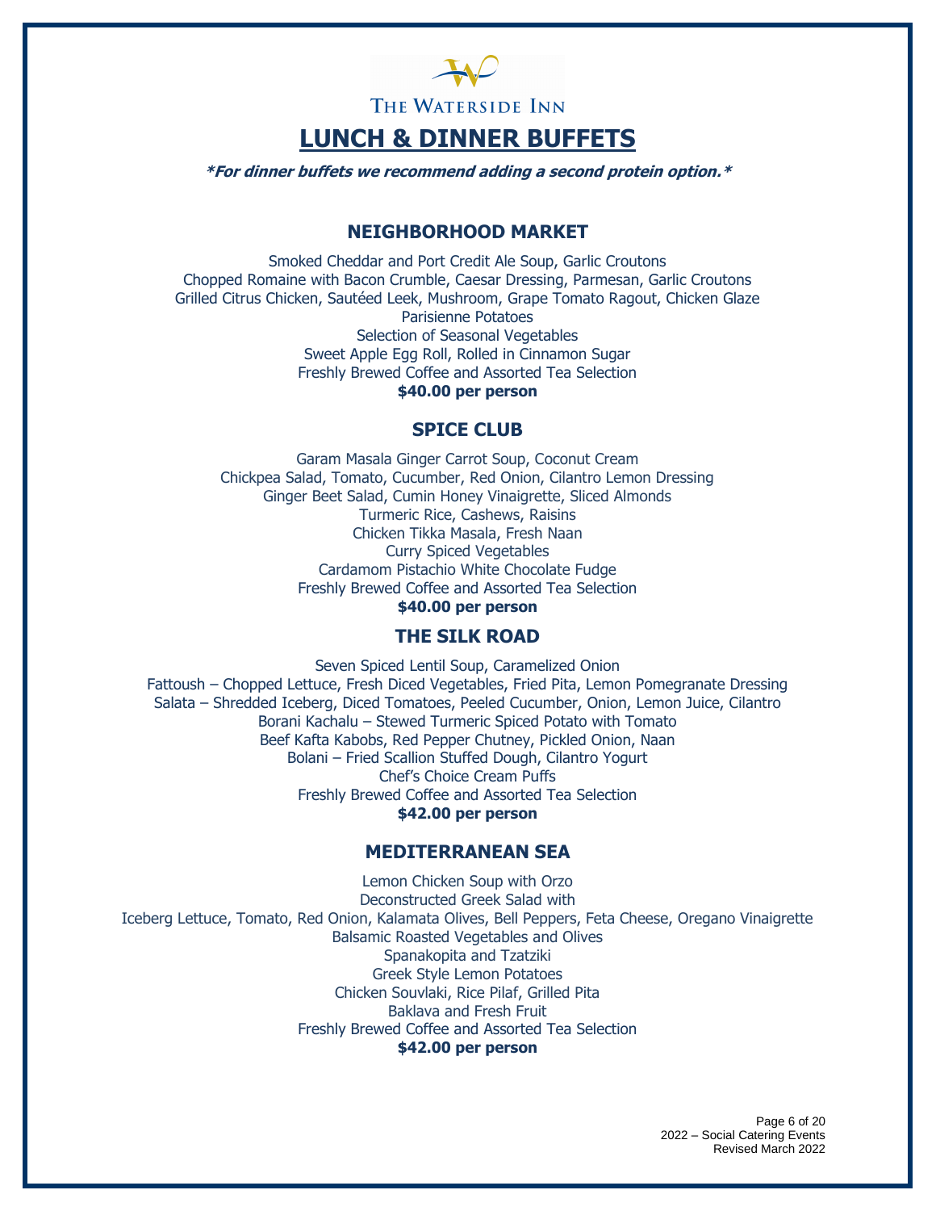The Waterside Inn

# LUNCH & DINNER BUFFETS

***For dinner buffets we recommend adding a second protein option.***

## NEIGHBORHOOD MARKET

Smoked Cheddar and Port Credit Ale Soup, Garlic Croutons
Chopped Romaine with Bacon Crumble, Caesar Dressing, Parmesan, Garlic Croutons
Grilled Citrus Chicken, Sautéed Leek, Mushroom, Grape Tomato Ragout, Chicken Glaze
Parisienne Potatoes
Selection of Seasonal Vegetables
Sweet Apple Egg Roll, Rolled in Cinnamon Sugar
Freshly Brewed Coffee and Assorted Tea Selection
**$40.00 per person**

## SPICE CLUB

Garam Masala Ginger Carrot Soup, Coconut Cream
Chickpea Salad, Tomato, Cucumber, Red Onion, Cilantro Lemon Dressing
Ginger Beet Salad, Cumin Honey Vinaigrette, Sliced Almonds
Turmeric Rice, Cashews, Raisins
Chicken Tikka Masala, Fresh Naan
Curry Spiced Vegetables
Cardamom Pistachio White Chocolate Fudge
Freshly Brewed Coffee and Assorted Tea Selection
**$40.00 per person**

## THE SILK ROAD

Seven Spiced Lentil Soup, Caramelized Onion
Fattoush – Chopped Lettuce, Fresh Diced Vegetables, Fried Pita, Lemon Pomegranate Dressing
Salata – Shredded Iceberg, Diced Tomatoes, Peeled Cucumber, Onion, Lemon Juice, Cilantro
Borani Kachalu – Stewed Turmeric Spiced Potato with Tomato
Beef Kafta Kabobs, Red Pepper Chutney, Pickled Onion, Naan
Bolani – Fried Scallion Stuffed Dough, Cilantro Yogurt
Chef's Choice Cream Puffs
Freshly Brewed Coffee and Assorted Tea Selection
**$42.00 per person**

## MEDITERRANEAN SEA

Lemon Chicken Soup with Orzo
Deconstructed Greek Salad with
Iceberg Lettuce, Tomato, Red Onion, Kalamata Olives, Bell Peppers, Feta Cheese, Oregano Vinaigrette
Balsamic Roasted Vegetables and Olives
Spanakopita and Tzatziki
Greek Style Lemon Potatoes
Chicken Souvlaki, Rice Pilaf, Grilled Pita
Baklava and Fresh Fruit
Freshly Brewed Coffee and Assorted Tea Selection
**$42.00 per person**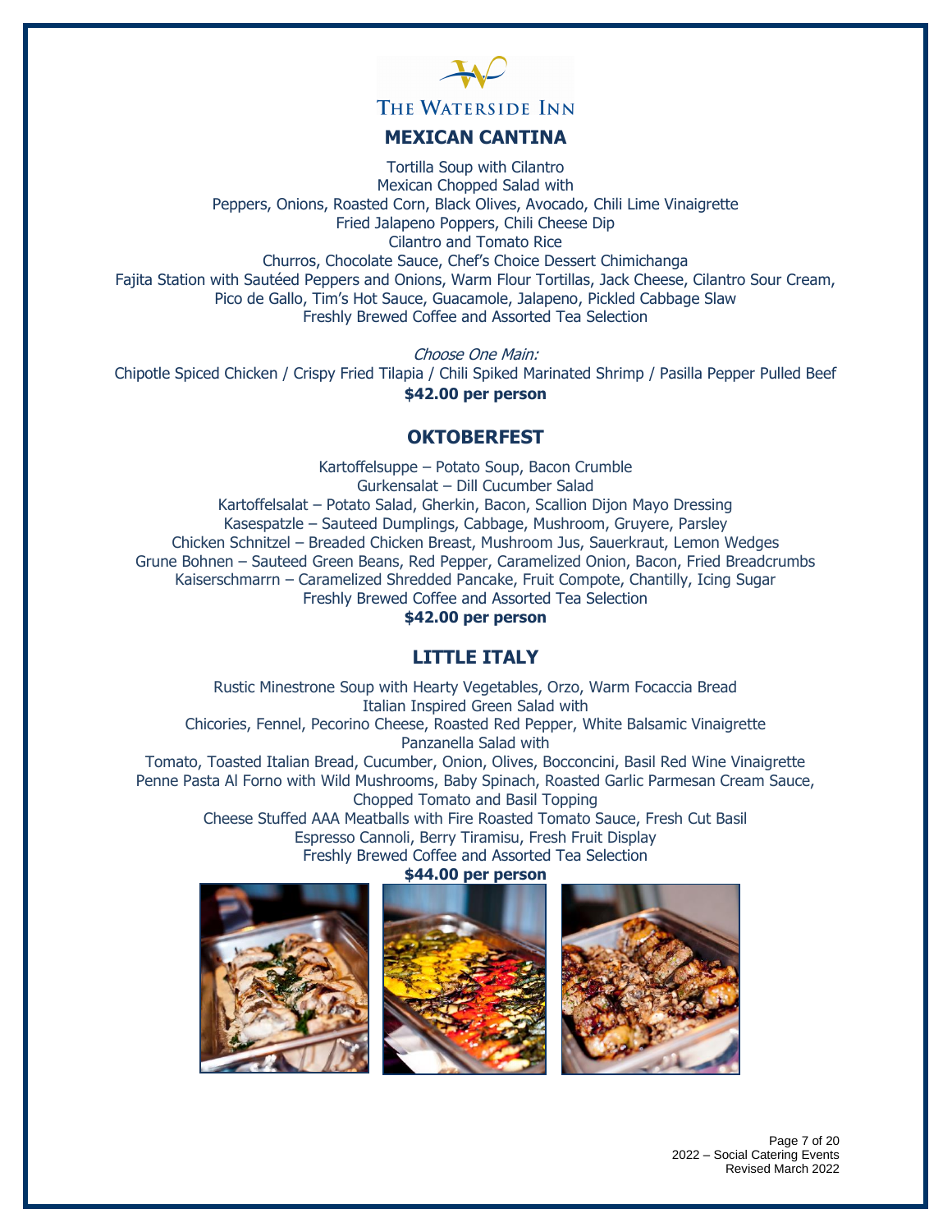THE WATERSIDE INN

## MEXICAN CANTINA

Tortilla Soup with Cilantro
Mexican Chopped Salad with
Peppers, Onions, Roasted Corn, Black Olives, Avocado, Chili Lime Vinaigrette
Fried Jalapeno Poppers, Chili Cheese Dip
Cilantro and Tomato Rice
Churros, Chocolate Sauce, Chef's Choice Dessert Chimichanga
Fajita Station with Sautéed Peppers and Onions, Warm Flour Tortillas, Jack Cheese, Cilantro Sour Cream, Pico de Gallo, Tim's Hot Sauce, Guacamole, Jalapeno, Pickled Cabbage Slaw
Freshly Brewed Coffee and Assorted Tea Selection

*Choose One Main:*
Chipotle Spiced Chicken / Crispy Fried Tilapia / Chili Spiked Marinated Shrimp / Pasilla Pepper Pulled Beef
**$42.00 per person**

## OKTOBERFEST

Kartoffelsuppe – Potato Soup, Bacon Crumble
Gurkensalat – Dill Cucumber Salad
Kartoffelsalat – Potato Salad, Gherkin, Bacon, Scallion Dijon Mayo Dressing
Kasespatzle – Sauteed Dumplings, Cabbage, Mushroom, Gruyere, Parsley
Chicken Schnitzel – Breaded Chicken Breast, Mushroom Jus, Sauerkraut, Lemon Wedges
Grune Bohnen – Sauteed Green Beans, Red Pepper, Caramelized Onion, Bacon, Fried Breadcrumbs
Kaiserschmarrn – Caramelized Shredded Pancake, Fruit Compote, Chantilly, Icing Sugar
Freshly Brewed Coffee and Assorted Tea Selection
**$42.00 per person**

## LITTLE ITALY

Rustic Minestrone Soup with Hearty Vegetables, Orzo, Warm Focaccia Bread
Italian Inspired Green Salad with
Chicories, Fennel, Pecorino Cheese, Roasted Red Pepper, White Balsamic Vinaigrette
Panzanella Salad with
Tomato, Toasted Italian Bread, Cucumber, Onion, Olives, Bocconcini, Basil Red Wine Vinaigrette
Penne Pasta Al Forno with Wild Mushrooms, Baby Spinach, Roasted Garlic Parmesan Cream Sauce, Chopped Tomato and Basil Topping
Cheese Stuffed AAA Meatballs with Fire Roasted Tomato Sauce, Fresh Cut Basil
Espresso Cannoli, Berry Tiramisu, Fresh Fruit Display
Freshly Brewed Coffee and Assorted Tea Selection
**$44.00 per person**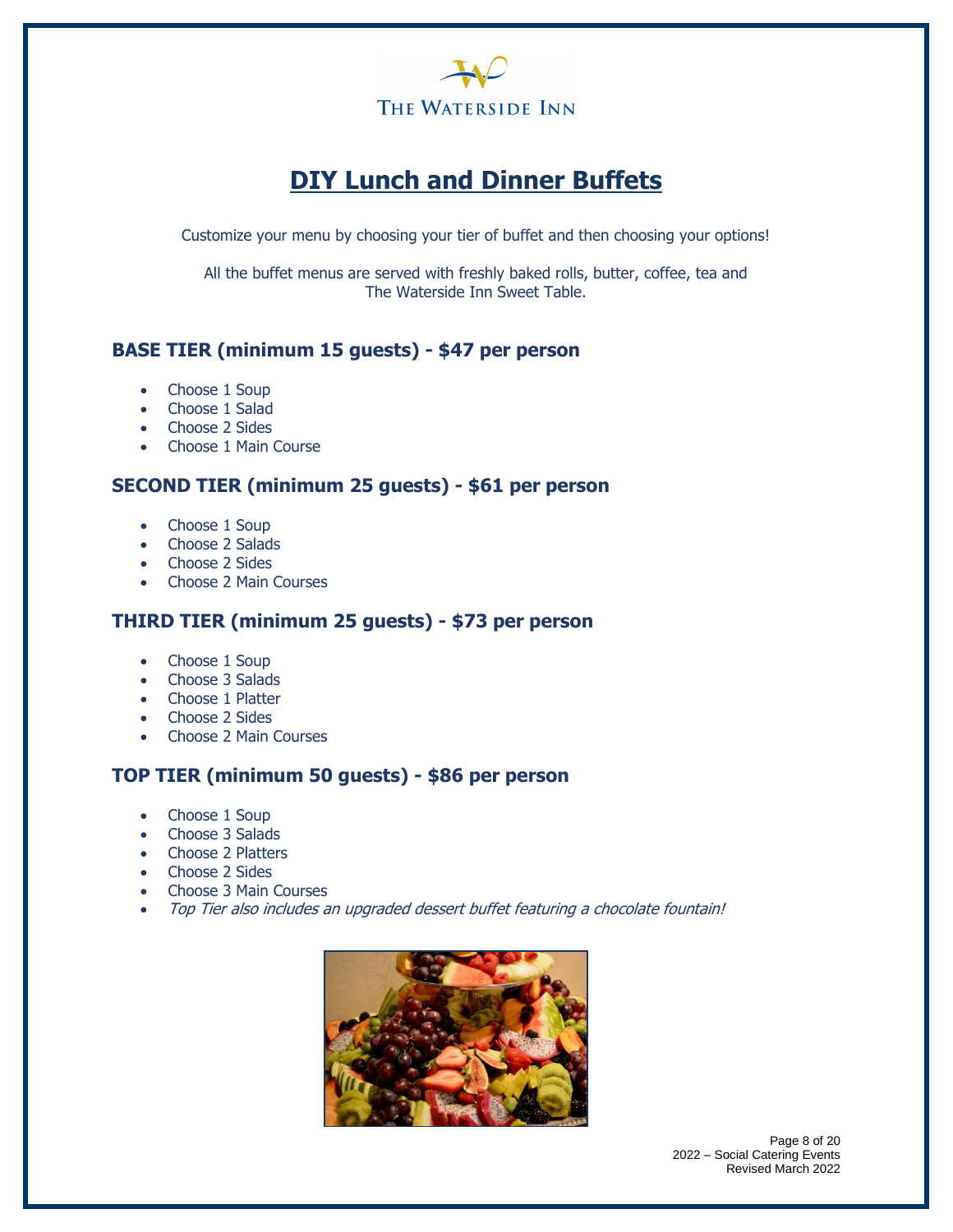THE WATERSIDE INN

# DIY Lunch and Dinner Buffets

Customize your menu by choosing your tier of buffet and then choosing your options!

All the buffet menus are served with freshly baked rolls, butter, coffee, tea and The Waterside Inn Sweet Table.

### BASE TIER (minimum 15 guests) - $47 per person

- Choose 1 Soup
- Choose 1 Salad
- Choose 2 Sides
- Choose 1 Main Course

### SECOND TIER (minimum 25 guests) - $61 per person

- Choose 1 Soup
- Choose 2 Salads
- Choose 2 Sides
- Choose 2 Main Courses

### THIRD TIER (minimum 25 guests) - $73 per person

- Choose 1 Soup
- Choose 3 Salads
- Choose 1 Platter
- Choose 2 Sides
- Choose 2 Main Courses

### TOP TIER (minimum 50 guests) - $86 per person

- Choose 1 Soup
- Choose 3 Salads
- Choose 2 Platters
- Choose 2 Sides
- Choose 3 Main Courses
- *Top Tier also includes an upgraded dessert buffet featuring a chocolate fountain!*

2022 – Social Catering Events
Revised March 2022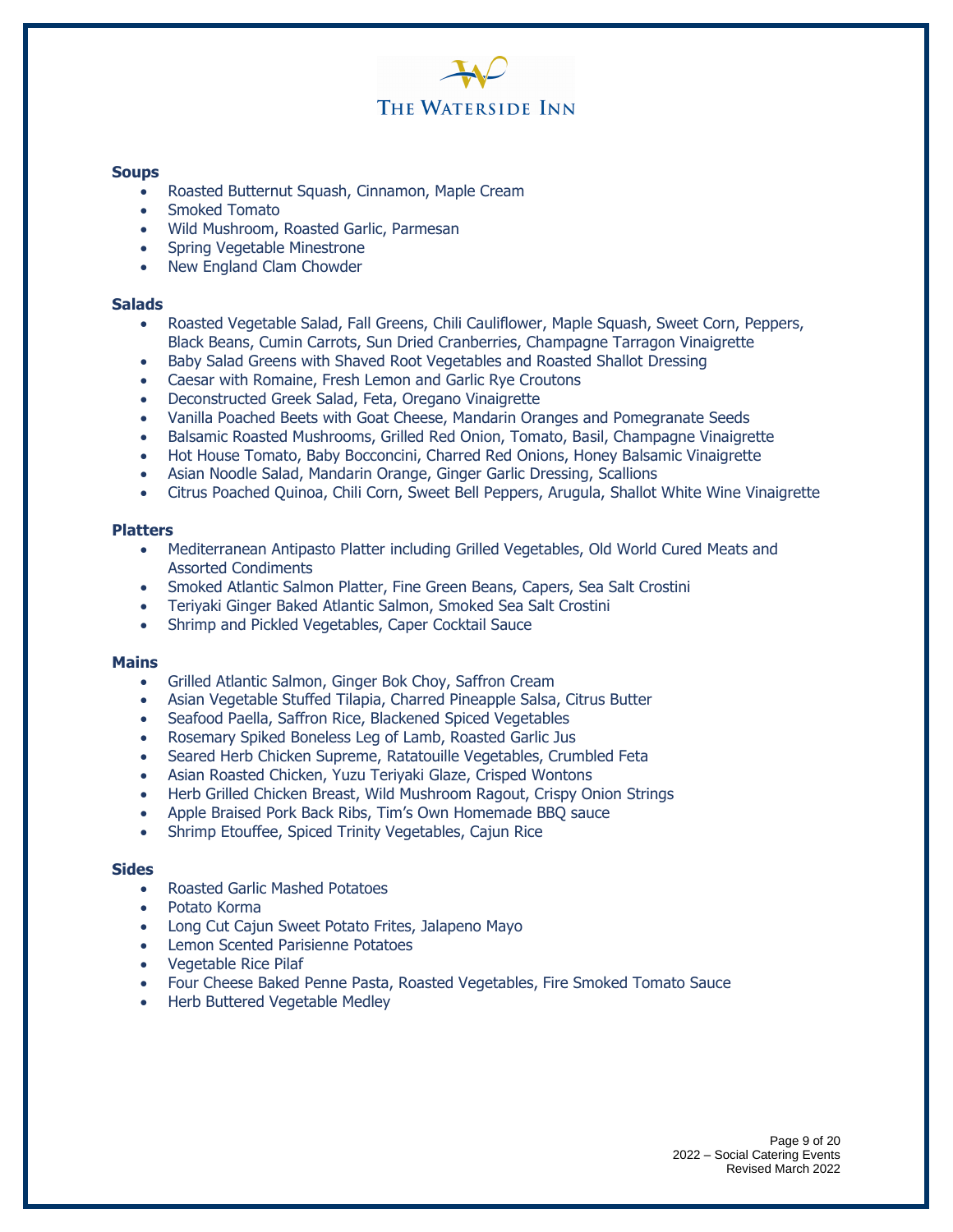THE WATERSIDE INN

### Soups

- Roasted Butternut Squash, Cinnamon, Maple Cream
- Smoked Tomato
- Wild Mushroom, Roasted Garlic, Parmesan
- Spring Vegetable Minestrone
- New England Clam Chowder

### Salads

- Roasted Vegetable Salad, Fall Greens, Chili Cauliflower, Maple Squash, Sweet Corn, Peppers, Black Beans, Cumin Carrots, Sun Dried Cranberries, Champagne Tarragon Vinaigrette
- Baby Salad Greens with Shaved Root Vegetables and Roasted Shallot Dressing
- Caesar with Romaine, Fresh Lemon and Garlic Rye Croutons
- Deconstructed Greek Salad, Feta, Oregano Vinaigrette
- Vanilla Poached Beets with Goat Cheese, Mandarin Oranges and Pomegranate Seeds
- Balsamic Roasted Mushrooms, Grilled Red Onion, Tomato, Basil, Champagne Vinaigrette
- Hot House Tomato, Baby Bocconcini, Charred Red Onions, Honey Balsamic Vinaigrette
- Asian Noodle Salad, Mandarin Orange, Ginger Garlic Dressing, Scallions
- Citrus Poached Quinoa, Chili Corn, Sweet Bell Peppers, Arugula, Shallot White Wine Vinaigrette

### Platters

- Mediterranean Antipasto Platter including Grilled Vegetables, Old World Cured Meats and Assorted Condiments
- Smoked Atlantic Salmon Platter, Fine Green Beans, Capers, Sea Salt Crostini
- Teriyaki Ginger Baked Atlantic Salmon, Smoked Sea Salt Crostini
- Shrimp and Pickled Vegetables, Caper Cocktail Sauce

### Mains

- Grilled Atlantic Salmon, Ginger Bok Choy, Saffron Cream
- Asian Vegetable Stuffed Tilapia, Charred Pineapple Salsa, Citrus Butter
- Seafood Paella, Saffron Rice, Blackened Spiced Vegetables
- Rosemary Spiked Boneless Leg of Lamb, Roasted Garlic Jus
- Seared Herb Chicken Supreme, Ratatouille Vegetables, Crumbled Feta
- Asian Roasted Chicken, Yuzu Teriyaki Glaze, Crisped Wontons
- Herb Grilled Chicken Breast, Wild Mushroom Ragout, Crispy Onion Strings
- Apple Braised Pork Back Ribs, Tim's Own Homemade BBQ sauce
- Shrimp Etouffee, Spiced Trinity Vegetables, Cajun Rice

### Sides

- Roasted Garlic Mashed Potatoes
- Potato Korma
- Long Cut Cajun Sweet Potato Frites, Jalapeno Mayo
- Lemon Scented Parisienne Potatoes
- Vegetable Rice Pilaf
- Four Cheese Baked Penne Pasta, Roasted Vegetables, Fire Smoked Tomato Sauce
- Herb Buttered Vegetable Medley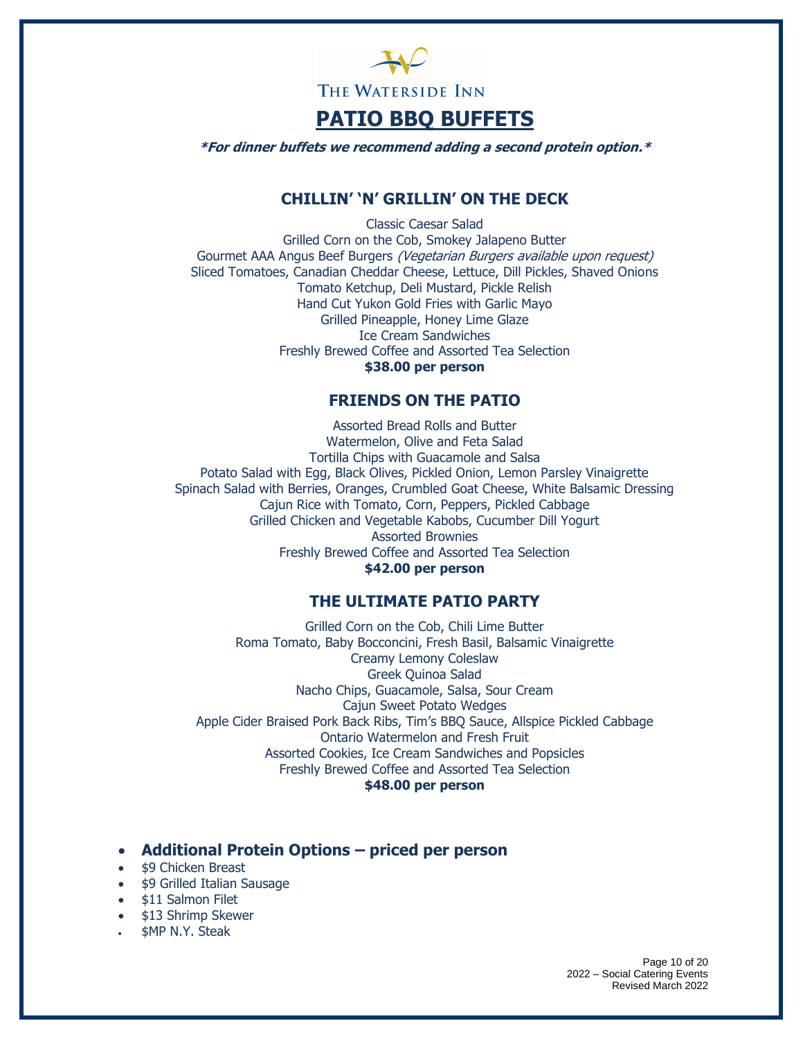THE WATERSIDE INN

# PATIO BBQ BUFFETS

***For dinner buffets we recommend adding a second protein option.***

## CHILLIN' 'N' GRILLIN' ON THE DECK

Classic Caesar Salad
Grilled Corn on the Cob, Smokey Jalapeno Butter
Gourmet AAA Angus Beef Burgers *(Vegetarian Burgers available upon request)*
Sliced Tomatoes, Canadian Cheddar Cheese, Lettuce, Dill Pickles, Shaved Onions
Tomato Ketchup, Deli Mustard, Pickle Relish
Hand Cut Yukon Gold Fries with Garlic Mayo
Grilled Pineapple, Honey Lime Glaze
Ice Cream Sandwiches
Freshly Brewed Coffee and Assorted Tea Selection
**$38.00 per person**

## FRIENDS ON THE PATIO

Assorted Bread Rolls and Butter
Watermelon, Olive and Feta Salad
Tortilla Chips with Guacamole and Salsa
Potato Salad with Egg, Black Olives, Pickled Onion, Lemon Parsley Vinaigrette
Spinach Salad with Berries, Oranges, Crumbled Goat Cheese, White Balsamic Dressing
Cajun Rice with Tomato, Corn, Peppers, Pickled Cabbage
Grilled Chicken and Vegetable Kabobs, Cucumber Dill Yogurt
Assorted Brownies
Freshly Brewed Coffee and Assorted Tea Selection
**$42.00 per person**

## THE ULTIMATE PATIO PARTY

Grilled Corn on the Cob, Chili Lime Butter
Roma Tomato, Baby Bocconcini, Fresh Basil, Balsamic Vinaigrette
Creamy Lemony Coleslaw
Greek Quinoa Salad
Nacho Chips, Guacamole, Salsa, Sour Cream
Cajun Sweet Potato Wedges
Apple Cider Braised Pork Back Ribs, Tim's BBQ Sauce, Allspice Pickled Cabbage
Ontario Watermelon and Fresh Fruit
Assorted Cookies, Ice Cream Sandwiches and Popsicles
Freshly Brewed Coffee and Assorted Tea Selection
**$48.00 per person**

- **Additional Protein Options – priced per person**
- $9 Chicken Breast
- $9 Grilled Italian Sausage
- $11 Salmon Filet
- $13 Shrimp Skewer
- $MP N.Y. Steak

2022 – Social Catering Events
Revised March 2022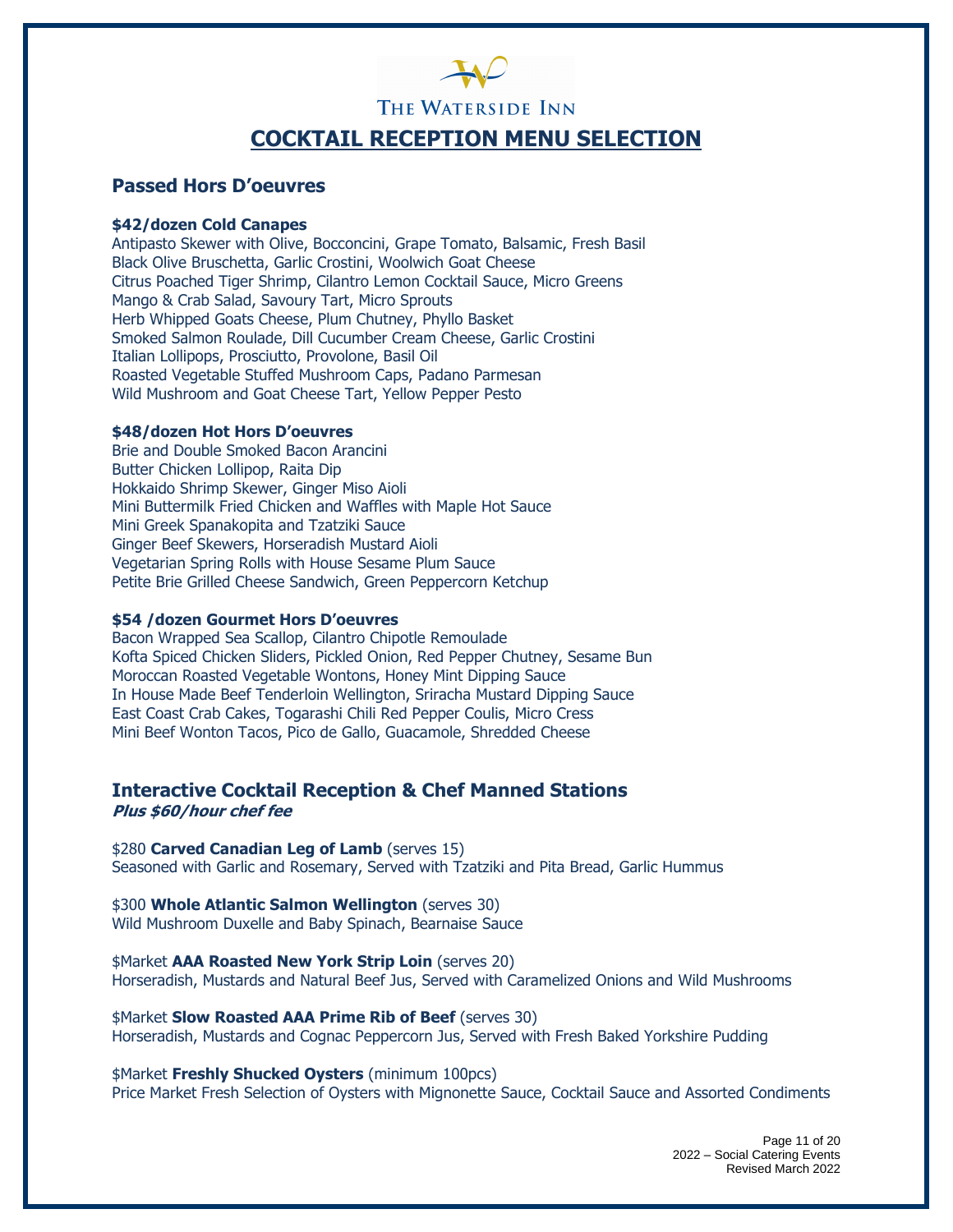The Waterside Inn

# COCKTAIL RECEPTION MENU SELECTION

## Passed Hors D'oeuvres

**$42/dozen Cold Canapes**

Antipasto Skewer with Olive, Bocconcini, Grape Tomato, Balsamic, Fresh Basil
Black Olive Bruschetta, Garlic Crostini, Woolwich Goat Cheese
Citrus Poached Tiger Shrimp, Cilantro Lemon Cocktail Sauce, Micro Greens
Mango & Crab Salad, Savoury Tart, Micro Sprouts
Herb Whipped Goats Cheese, Plum Chutney, Phyllo Basket
Smoked Salmon Roulade, Dill Cucumber Cream Cheese, Garlic Crostini
Italian Lollipops, Prosciutto, Provolone, Basil Oil
Roasted Vegetable Stuffed Mushroom Caps, Padano Parmesan
Wild Mushroom and Goat Cheese Tart, Yellow Pepper Pesto

**$48/dozen Hot Hors D'oeuvres**

Brie and Double Smoked Bacon Arancini
Butter Chicken Lollipop, Raita Dip
Hokkaido Shrimp Skewer, Ginger Miso Aioli
Mini Buttermilk Fried Chicken and Waffles with Maple Hot Sauce
Mini Greek Spanakopita and Tzatziki Sauce
Ginger Beef Skewers, Horseradish Mustard Aioli
Vegetarian Spring Rolls with House Sesame Plum Sauce
Petite Brie Grilled Cheese Sandwich, Green Peppercorn Ketchup

**$54 /dozen Gourmet Hors D'oeuvres**

Bacon Wrapped Sea Scallop, Cilantro Chipotle Remoulade
Kofta Spiced Chicken Sliders, Pickled Onion, Red Pepper Chutney, Sesame Bun
Moroccan Roasted Vegetable Wontons, Honey Mint Dipping Sauce
In House Made Beef Tenderloin Wellington, Sriracha Mustard Dipping Sauce
East Coast Crab Cakes, Togarashi Chili Red Pepper Coulis, Micro Cress
Mini Beef Wonton Tacos, Pico de Gallo, Guacamole, Shredded Cheese

## Interactive Cocktail Reception & Chef Manned Stations

***Plus $60/hour chef fee***

$280 **Carved Canadian Leg of Lamb** (serves 15)
Seasoned with Garlic and Rosemary, Served with Tzatziki and Pita Bread, Garlic Hummus

$300 **Whole Atlantic Salmon Wellington** (serves 30)
Wild Mushroom Duxelle and Baby Spinach, Bearnaise Sauce

$Market **AAA Roasted New York Strip Loin** (serves 20)
Horseradish, Mustards and Natural Beef Jus, Served with Caramelized Onions and Wild Mushrooms

$Market **Slow Roasted AAA Prime Rib of Beef** (serves 30)
Horseradish, Mustards and Cognac Peppercorn Jus, Served with Fresh Baked Yorkshire Pudding

$Market **Freshly Shucked Oysters** (minimum 100pcs)
Price Market Fresh Selection of Oysters with Mignonette Sauce, Cocktail Sauce and Assorted Condiments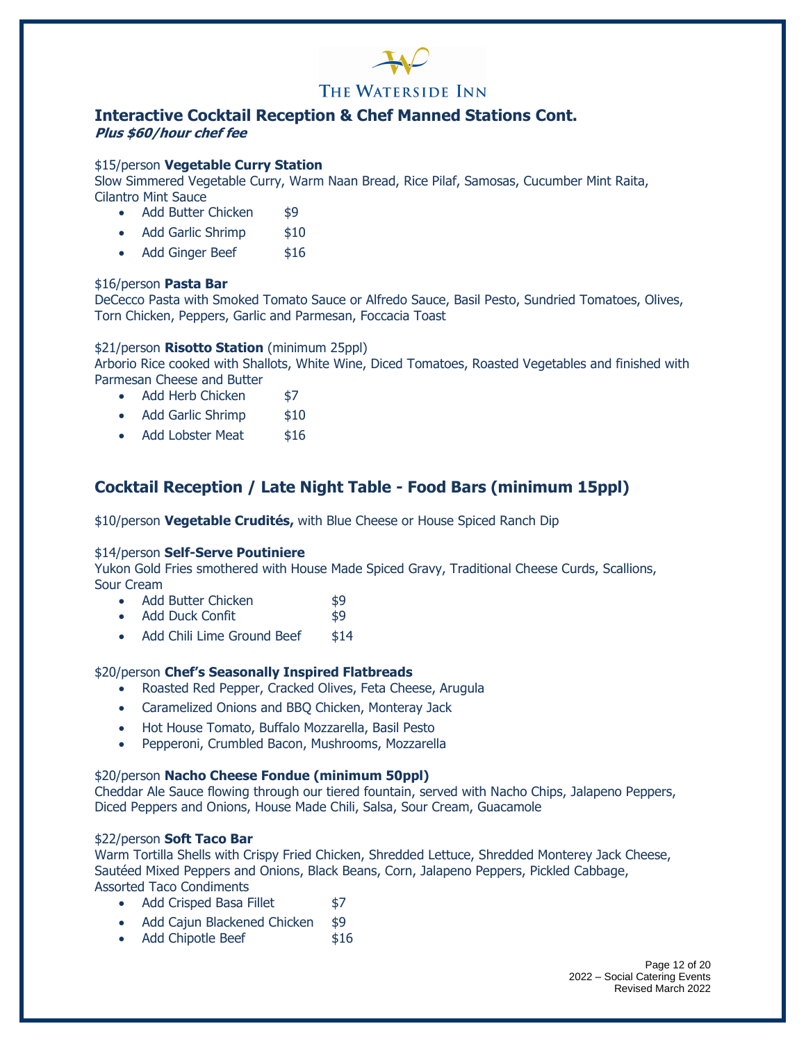THE WATERSIDE INN

## Interactive Cocktail Reception & Chef Manned Stations Cont.

***Plus $60/hour chef fee***

$15/person **Vegetable Curry Station**
Slow Simmered Vegetable Curry, Warm Naan Bread, Rice Pilaf, Samosas, Cucumber Mint Raita, Cilantro Mint Sauce

- Add Butter Chicken $9
- Add Garlic Shrimp $10
- Add Ginger Beef $16

$16/person **Pasta Bar**
DeCecco Pasta with Smoked Tomato Sauce or Alfredo Sauce, Basil Pesto, Sundried Tomatoes, Olives, Torn Chicken, Peppers, Garlic and Parmesan, Foccacia Toast

$21/person **Risotto Station** (minimum 25ppl)
Arborio Rice cooked with Shallots, White Wine, Diced Tomatoes, Roasted Vegetables and finished with Parmesan Cheese and Butter

- Add Herb Chicken $7
- Add Garlic Shrimp $10
- Add Lobster Meat $16

## Cocktail Reception / Late Night Table - Food Bars (minimum 15ppl)

$10/person **Vegetable Crudités,** with Blue Cheese or House Spiced Ranch Dip

$14/person **Self-Serve Poutiniere**
Yukon Gold Fries smothered with House Made Spiced Gravy, Traditional Cheese Curds, Scallions, Sour Cream

- Add Butter Chicken $9
- Add Duck Confit $9
- Add Chili Lime Ground Beef $14

$20/person **Chef's Seasonally Inspired Flatbreads**

- Roasted Red Pepper, Cracked Olives, Feta Cheese, Arugula
- Caramelized Onions and BBQ Chicken, Monteray Jack
- Hot House Tomato, Buffalo Mozzarella, Basil Pesto
- Pepperoni, Crumbled Bacon, Mushrooms, Mozzarella

$20/person **Nacho Cheese Fondue (minimum 50ppl)**
Cheddar Ale Sauce flowing through our tiered fountain, served with Nacho Chips, Jalapeno Peppers, Diced Peppers and Onions, House Made Chili, Salsa, Sour Cream, Guacamole

$22/person **Soft Taco Bar**
Warm Tortilla Shells with Crispy Fried Chicken, Shredded Lettuce, Shredded Monterey Jack Cheese, Sautéed Mixed Peppers and Onions, Black Beans, Corn, Jalapeno Peppers, Pickled Cabbage, Assorted Taco Condiments

- Add Crisped Basa Fillet $7
- Add Cajun Blackened Chicken $9
- Add Chipotle Beef $16

2022 – Social Catering Events
Revised March 2022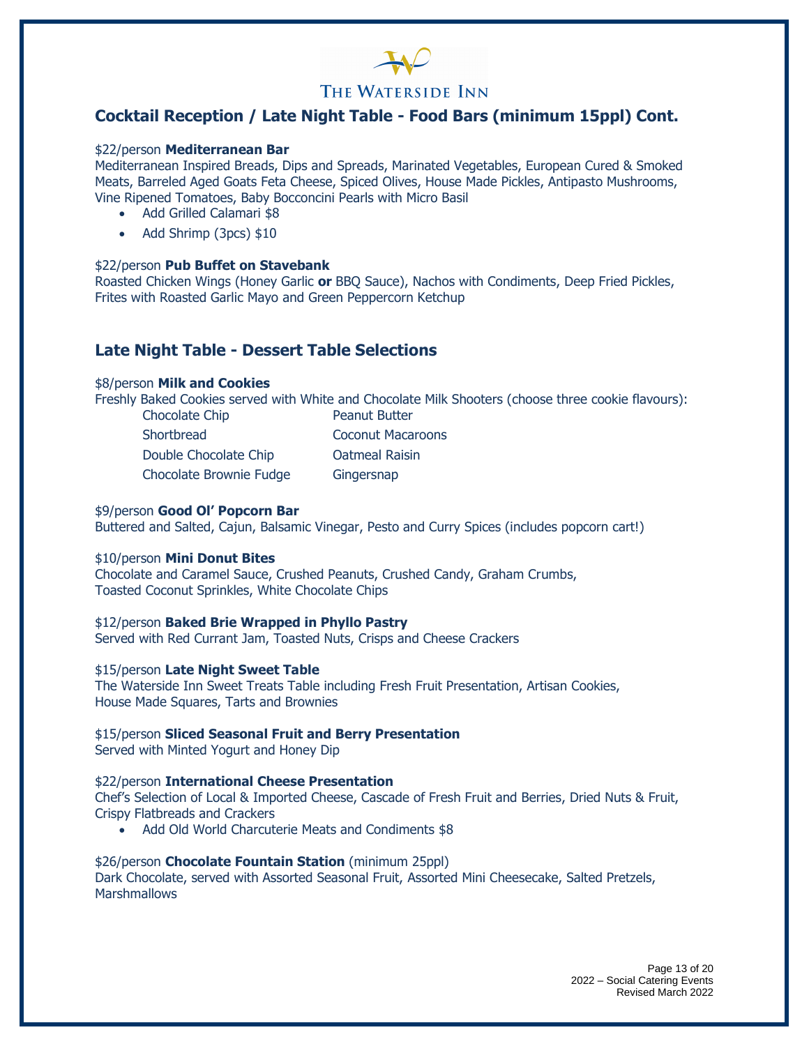THE WATERSIDE INN

## Cocktail Reception / Late Night Table - Food Bars (minimum 15ppl) Cont.

$22/person **Mediterranean Bar**
Mediterranean Inspired Breads, Dips and Spreads, Marinated Vegetables, European Cured & Smoked Meats, Barreled Aged Goats Feta Cheese, Spiced Olives, House Made Pickles, Antipasto Mushrooms, Vine Ripened Tomatoes, Baby Bocconcini Pearls with Micro Basil

- Add Grilled Calamari $8
- Add Shrimp (3pcs) $10

$22/person **Pub Buffet on Stavebank**
Roasted Chicken Wings (Honey Garlic **or** BBQ Sauce), Nachos with Condiments, Deep Fried Pickles, Frites with Roasted Garlic Mayo and Green Peppercorn Ketchup

## Late Night Table - Dessert Table Selections

$8/person **Milk and Cookies**
Freshly Baked Cookies served with White and Chocolate Milk Shooters (choose three cookie flavours):

| | |
|---|---|
| Chocolate Chip | Peanut Butter |
| Shortbread | Coconut Macaroons |
| Double Chocolate Chip | Oatmeal Raisin |
| Chocolate Brownie Fudge | Gingersnap |

$9/person **Good Ol' Popcorn Bar**
Buttered and Salted, Cajun, Balsamic Vinegar, Pesto and Curry Spices (includes popcorn cart!)

$10/person **Mini Donut Bites**
Chocolate and Caramel Sauce, Crushed Peanuts, Crushed Candy, Graham Crumbs, Toasted Coconut Sprinkles, White Chocolate Chips

$12/person **Baked Brie Wrapped in Phyllo Pastry**
Served with Red Currant Jam, Toasted Nuts, Crisps and Cheese Crackers

$15/person **Late Night Sweet Table**
The Waterside Inn Sweet Treats Table including Fresh Fruit Presentation, Artisan Cookies, House Made Squares, Tarts and Brownies

$15/person **Sliced Seasonal Fruit and Berry Presentation**
Served with Minted Yogurt and Honey Dip

$22/person **International Cheese Presentation**
Chef's Selection of Local & Imported Cheese, Cascade of Fresh Fruit and Berries, Dried Nuts & Fruit, Crispy Flatbreads and Crackers

- Add Old World Charcuterie Meats and Condiments $8

$26/person **Chocolate Fountain Station** (minimum 25ppl)
Dark Chocolate, served with Assorted Seasonal Fruit, Assorted Mini Cheesecake, Salted Pretzels, Marshmallows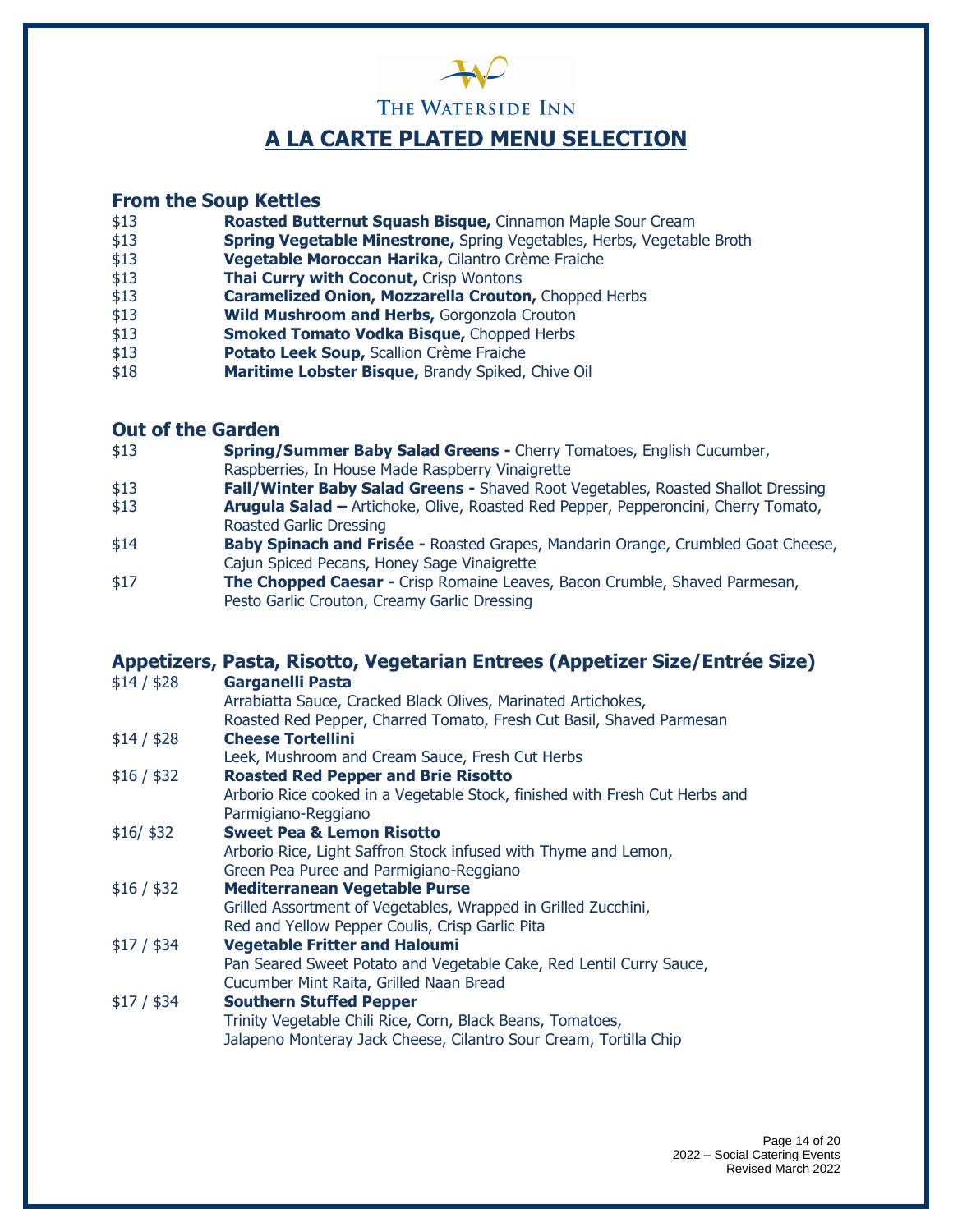THE WATERSIDE INN

# A LA CARTE PLATED MENU SELECTION

## From the Soup Kettles

| | |
|---|---|
| $13 | **Roasted Butternut Squash Bisque,** Cinnamon Maple Sour Cream |
| $13 | **Spring Vegetable Minestrone,** Spring Vegetables, Herbs, Vegetable Broth |
| $13 | **Vegetable Moroccan Harika,** Cilantro Crème Fraiche |
| $13 | **Thai Curry with Coconut,** Crisp Wontons |
| $13 | **Caramelized Onion, Mozzarella Crouton,** Chopped Herbs |
| $13 | **Wild Mushroom and Herbs,** Gorgonzola Crouton |
| $13 | **Smoked Tomato Vodka Bisque,** Chopped Herbs |
| $13 | **Potato Leek Soup,** Scallion Crème Fraiche |
| $18 | **Maritime Lobster Bisque,** Brandy Spiked, Chive Oil |

## Out of the Garden

| | |
|---|---|
| $13 | **Spring/Summer Baby Salad Greens -** Cherry Tomatoes, English Cucumber, Raspberries, In House Made Raspberry Vinaigrette |
| $13 | **Fall/Winter Baby Salad Greens -** Shaved Root Vegetables, Roasted Shallot Dressing |
| $13 | **Arugula Salad –** Artichoke, Olive, Roasted Red Pepper, Pepperoncini, Cherry Tomato, Roasted Garlic Dressing |
| $14 | **Baby Spinach and Frisée -** Roasted Grapes, Mandarin Orange, Crumbled Goat Cheese, Cajun Spiced Pecans, Honey Sage Vinaigrette |
| $17 | **The Chopped Caesar -** Crisp Romaine Leaves, Bacon Crumble, Shaved Parmesan, Pesto Garlic Crouton, Creamy Garlic Dressing |

## Appetizers, Pasta, Risotto, Vegetarian Entrees (Appetizer Size/Entrée Size)

| | |
|---|---|
| $14 / $28 | **Garganelli Pasta**<br>Arrabiatta Sauce, Cracked Black Olives, Marinated Artichokes, Roasted Red Pepper, Charred Tomato, Fresh Cut Basil, Shaved Parmesan |
| $14 / $28 | **Cheese Tortellini**<br>Leek, Mushroom and Cream Sauce, Fresh Cut Herbs |
| $16 / $32 | **Roasted Red Pepper and Brie Risotto**<br>Arborio Rice cooked in a Vegetable Stock, finished with Fresh Cut Herbs and Parmigiano-Reggiano |
| $16/ $32 | **Sweet Pea & Lemon Risotto**<br>Arborio Rice, Light Saffron Stock infused with Thyme and Lemon, Green Pea Puree and Parmigiano-Reggiano |
| $16 / $32 | **Mediterranean Vegetable Purse**<br>Grilled Assortment of Vegetables, Wrapped in Grilled Zucchini, Red and Yellow Pepper Coulis, Crisp Garlic Pita |
| $17 / $34 | **Vegetable Fritter and Haloumi**<br>Pan Seared Sweet Potato and Vegetable Cake, Red Lentil Curry Sauce, Cucumber Mint Raita, Grilled Naan Bread |
| $17 / $34 | **Southern Stuffed Pepper**<br>Trinity Vegetable Chili Rice, Corn, Black Beans, Tomatoes, Jalapeno Monteray Jack Cheese, Cilantro Sour Cream, Tortilla Chip |

2022 – Social Catering Events
Revised March 2022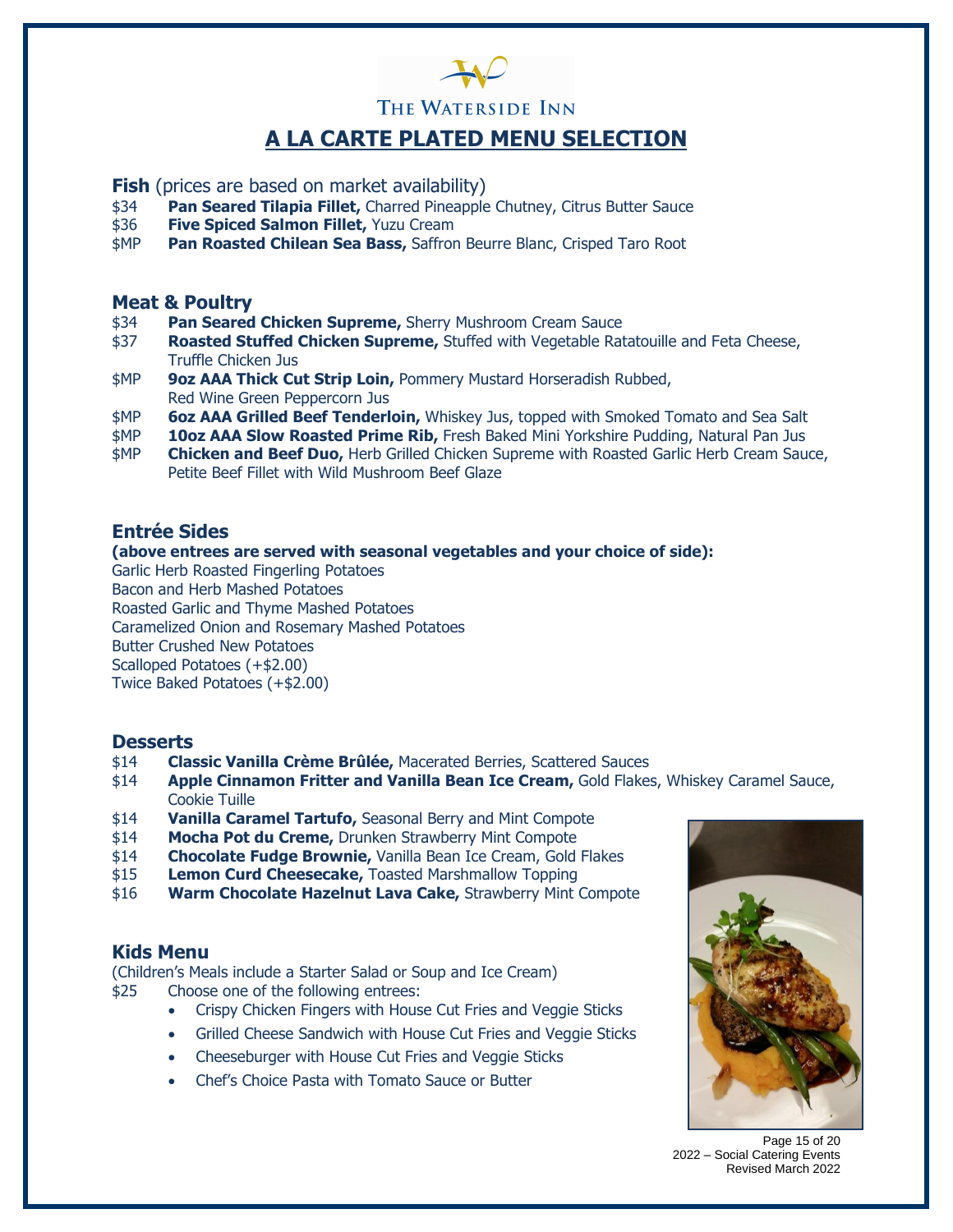The Waterside Inn

# A LA CARTE PLATED MENU SELECTION

## Fish (prices are based on market availability)

- $34 **Pan Seared Tilapia Fillet,** Charred Pineapple Chutney, Citrus Butter Sauce
- $36 **Five Spiced Salmon Fillet,** Yuzu Cream
- $MP **Pan Roasted Chilean Sea Bass,** Saffron Beurre Blanc, Crisped Taro Root

## Meat & Poultry

- $34 **Pan Seared Chicken Supreme,** Sherry Mushroom Cream Sauce
- $37 **Roasted Stuffed Chicken Supreme,** Stuffed with Vegetable Ratatouille and Feta Cheese, Truffle Chicken Jus
- $MP **9oz AAA Thick Cut Strip Loin,** Pommery Mustard Horseradish Rubbed, Red Wine Green Peppercorn Jus
- $MP **6oz AAA Grilled Beef Tenderloin,** Whiskey Jus, topped with Smoked Tomato and Sea Salt
- $MP **10oz AAA Slow Roasted Prime Rib,** Fresh Baked Mini Yorkshire Pudding, Natural Pan Jus
- $MP **Chicken and Beef Duo,** Herb Grilled Chicken Supreme with Roasted Garlic Herb Cream Sauce, Petite Beef Fillet with Wild Mushroom Beef Glaze

## Entrée Sides

**(above entrees are served with seasonal vegetables and your choice of side):**

Garlic Herb Roasted Fingerling Potatoes
Bacon and Herb Mashed Potatoes
Roasted Garlic and Thyme Mashed Potatoes
Caramelized Onion and Rosemary Mashed Potatoes
Butter Crushed New Potatoes
Scalloped Potatoes (+$2.00)
Twice Baked Potatoes (+$2.00)

## Desserts

- $14 **Classic Vanilla Crème Brûlée,** Macerated Berries, Scattered Sauces
- $14 **Apple Cinnamon Fritter and Vanilla Bean Ice Cream,** Gold Flakes, Whiskey Caramel Sauce, Cookie Tuille
- $14 **Vanilla Caramel Tartufo,** Seasonal Berry and Mint Compote
- $14 **Mocha Pot du Creme,** Drunken Strawberry Mint Compote
- $14 **Chocolate Fudge Brownie,** Vanilla Bean Ice Cream, Gold Flakes
- $15 **Lemon Curd Cheesecake,** Toasted Marshmallow Topping
- $16 **Warm Chocolate Hazelnut Lava Cake,** Strawberry Mint Compote

## Kids Menu

(Children's Meals include a Starter Salad or Soup and Ice Cream)

$25 Choose one of the following entrees:

- Crispy Chicken Fingers with House Cut Fries and Veggie Sticks
- Grilled Cheese Sandwich with House Cut Fries and Veggie Sticks
- Cheeseburger with House Cut Fries and Veggie Sticks
- Chef's Choice Pasta with Tomato Sauce or Butter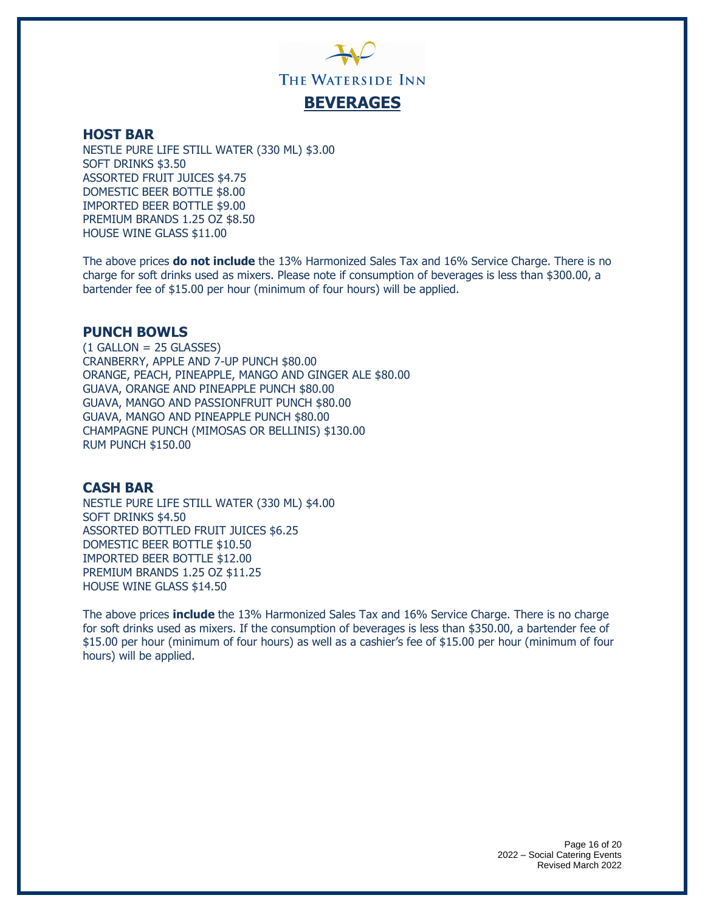THE WATERSIDE INN

# BEVERAGES

## HOST BAR

NESTLE PURE LIFE STILL WATER (330 ML) $3.00
SOFT DRINKS $3.50
ASSORTED FRUIT JUICES $4.75
DOMESTIC BEER BOTTLE $8.00
IMPORTED BEER BOTTLE $9.00
PREMIUM BRANDS 1.25 OZ $8.50
HOUSE WINE GLASS $11.00

The above prices **do not include** the 13% Harmonized Sales Tax and 16% Service Charge. There is no charge for soft drinks used as mixers. Please note if consumption of beverages is less than $300.00, a bartender fee of $15.00 per hour (minimum of four hours) will be applied.

## PUNCH BOWLS

(1 GALLON = 25 GLASSES)
CRANBERRY, APPLE AND 7-UP PUNCH $80.00
ORANGE, PEACH, PINEAPPLE, MANGO AND GINGER ALE $80.00
GUAVA, ORANGE AND PINEAPPLE PUNCH $80.00
GUAVA, MANGO AND PASSIONFRUIT PUNCH $80.00
GUAVA, MANGO AND PINEAPPLE PUNCH $80.00
CHAMPAGNE PUNCH (MIMOSAS OR BELLINIS) $130.00
RUM PUNCH $150.00

## CASH BAR

NESTLE PURE LIFE STILL WATER (330 ML) $4.00
SOFT DRINKS $4.50
ASSORTED BOTTLED FRUIT JUICES $6.25
DOMESTIC BEER BOTTLE $10.50
IMPORTED BEER BOTTLE $12.00
PREMIUM BRANDS 1.25 OZ $11.25
HOUSE WINE GLASS $14.50

The above prices **include** the 13% Harmonized Sales Tax and 16% Service Charge. There is no charge for soft drinks used as mixers. If the consumption of beverages is less than $350.00, a bartender fee of $15.00 per hour (minimum of four hours) as well as a cashier's fee of $15.00 per hour (minimum of four hours) will be applied.

2022 – Social Catering Events
Revised March 2022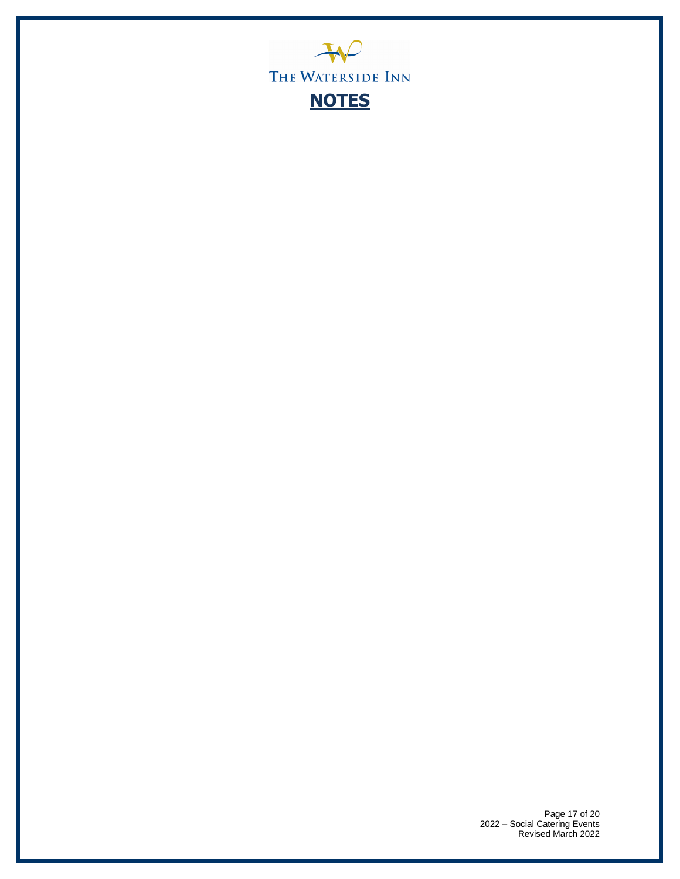THE WATERSIDE INN

# NOTES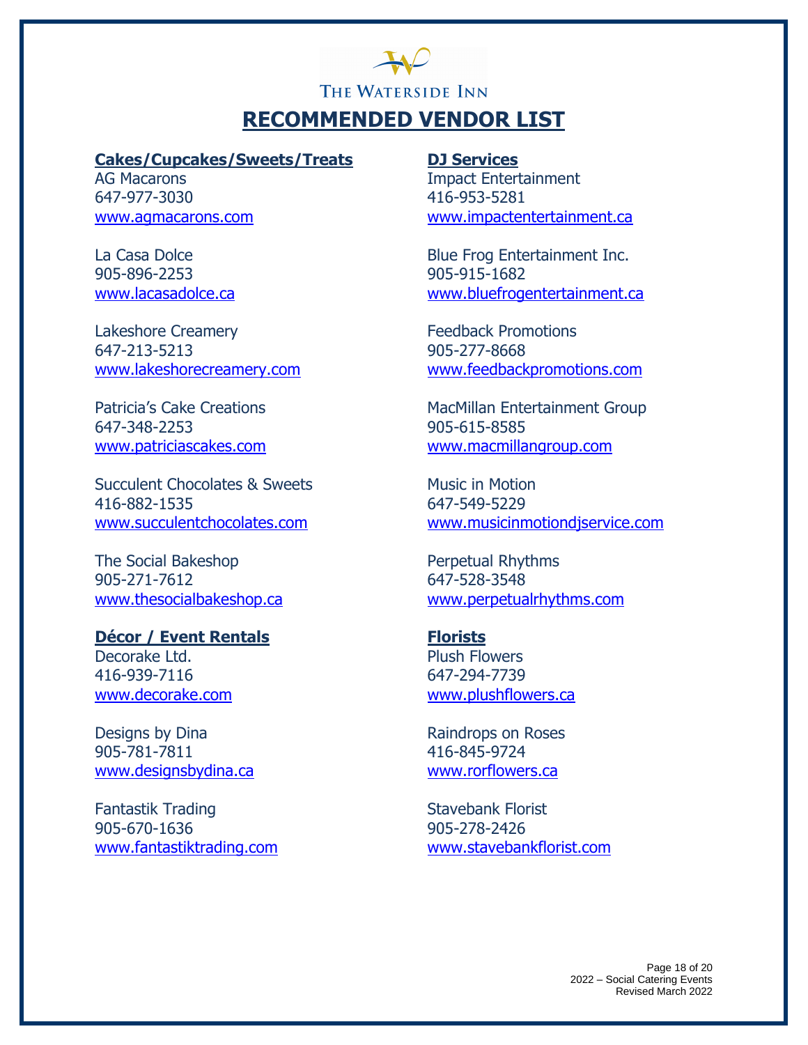THE WATERSIDE INN

# RECOMMENDED VENDOR LIST

## Cakes/Cupcakes/Sweets/Treats

AG Macarons
647-977-3030
www.agmacarons.com

La Casa Dolce
905-896-2253
www.lacasadolce.ca

Lakeshore Creamery
647-213-5213
www.lakeshorecreamery.com

Patricia's Cake Creations
647-348-2253
www.patriciascakes.com

Succulent Chocolates & Sweets
416-882-1535
www.succulentchocolates.com

The Social Bakeshop
905-271-7612
www.thesocialbakeshop.ca

## Décor / Event Rentals

Decorake Ltd.
416-939-7116
www.decorake.com

Designs by Dina
905-781-7811
www.designsbydina.ca

Fantastik Trading
905-670-1636
www.fantastiktrading.com

## DJ Services

Impact Entertainment
416-953-5281
www.impactentertainment.ca

Blue Frog Entertainment Inc.
905-915-1682
www.bluefrogentertainment.ca

Feedback Promotions
905-277-8668
www.feedbackpromotions.com

MacMillan Entertainment Group
905-615-8585
www.macmillangroup.com

Music in Motion
647-549-5229
www.musicinmotiondjservice.com

Perpetual Rhythms
647-528-3548
www.perpetualrhythms.com

## Florists

Plush Flowers
647-294-7739
www.plushflowers.ca

Raindrops on Roses
416-845-9724
www.rorflowers.ca

Stavebank Florist
905-278-2426
www.stavebankflorist.com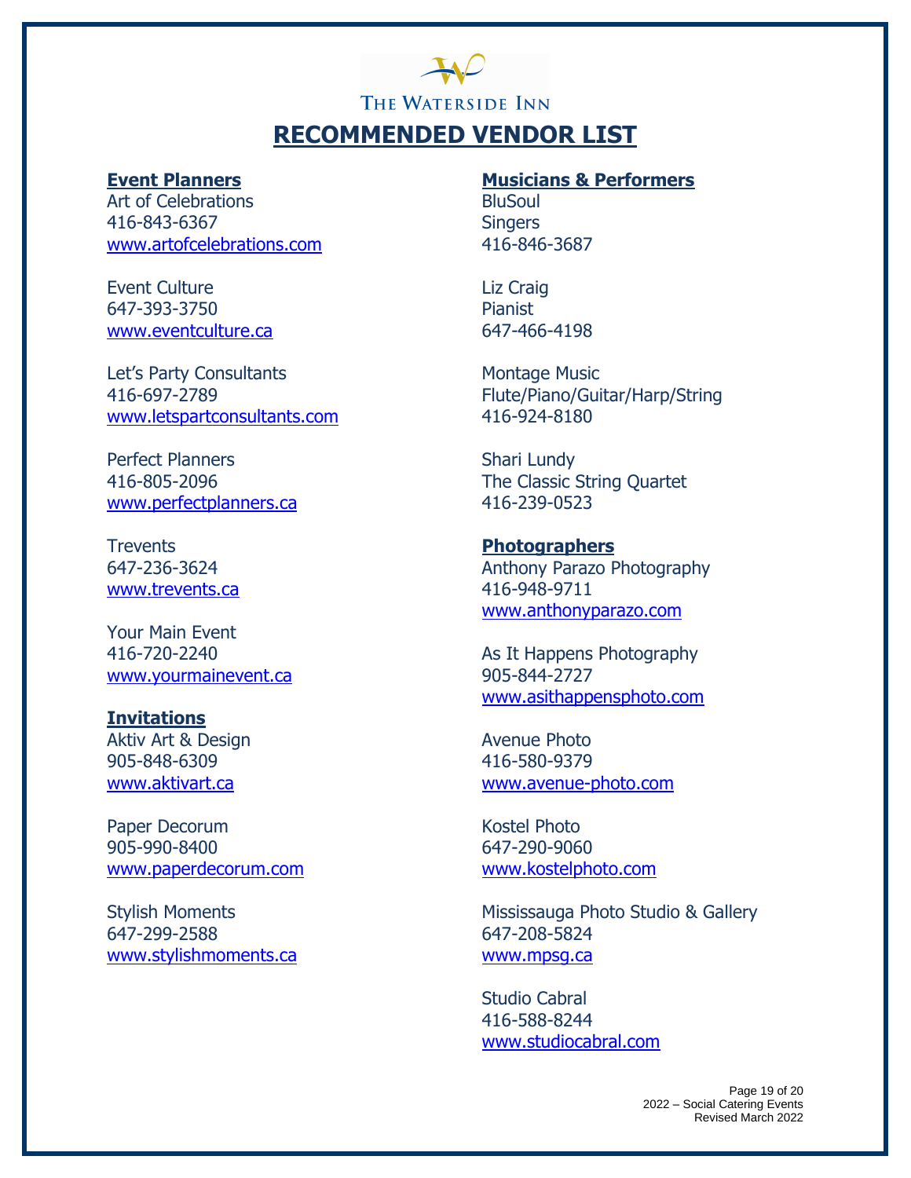THE WATERSIDE INN

# RECOMMENDED VENDOR LIST

## Event Planners

Art of Celebrations
416-843-6367
www.artofcelebrations.com

Event Culture
647-393-3750
www.eventculture.ca

Let's Party Consultants
416-697-2789
www.letspartconsultants.com

Perfect Planners
416-805-2096
www.perfectplanners.ca

Trevents
647-236-3624
www.trevents.ca

Your Main Event
416-720-2240
www.yourmainevent.ca

## Invitations

Aktiv Art & Design
905-848-6309
www.aktivart.ca

Paper Decorum
905-990-8400
www.paperdecorum.com

Stylish Moments
647-299-2588
www.stylishmoments.ca

## Musicians & Performers

BluSoul
Singers
416-846-3687

Liz Craig
Pianist
647-466-4198

Montage Music
Flute/Piano/Guitar/Harp/String
416-924-8180

Shari Lundy
The Classic String Quartet
416-239-0523

## Photographers

Anthony Parazo Photography
416-948-9711
www.anthonyparazo.com

As It Happens Photography
905-844-2727
www.asithappensphoto.com

Avenue Photo
416-580-9379
www.avenue-photo.com

Kostel Photo
647-290-9060
www.kostelphoto.com

Mississauga Photo Studio & Gallery
647-208-5824
www.mpsg.ca

Studio Cabral
416-588-8244
www.studiocabral.com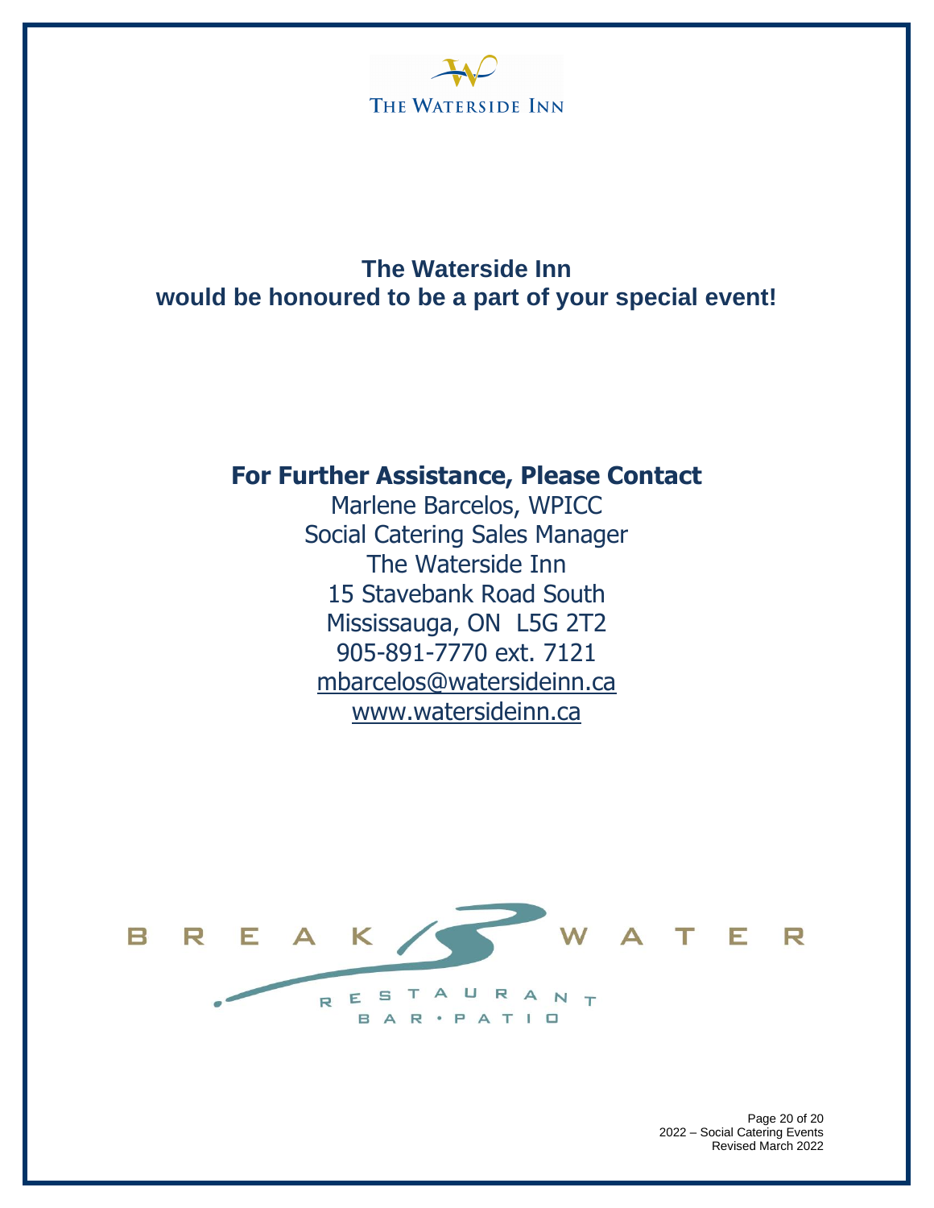THE WATERSIDE INN

## The Waterside Inn would be honoured to be a part of your special event!

## For Further Assistance, Please Contact

Marlene Barcelos, WPICC
Social Catering Sales Manager
The Waterside Inn
15 Stavebank Road South
Mississauga, ON  L5G 2T2
905-891-7770 ext. 7121
mbarcelos@watersideinn.ca
www.watersideinn.ca

BREAKWATER
RESTAURANT
BAR • PATIO